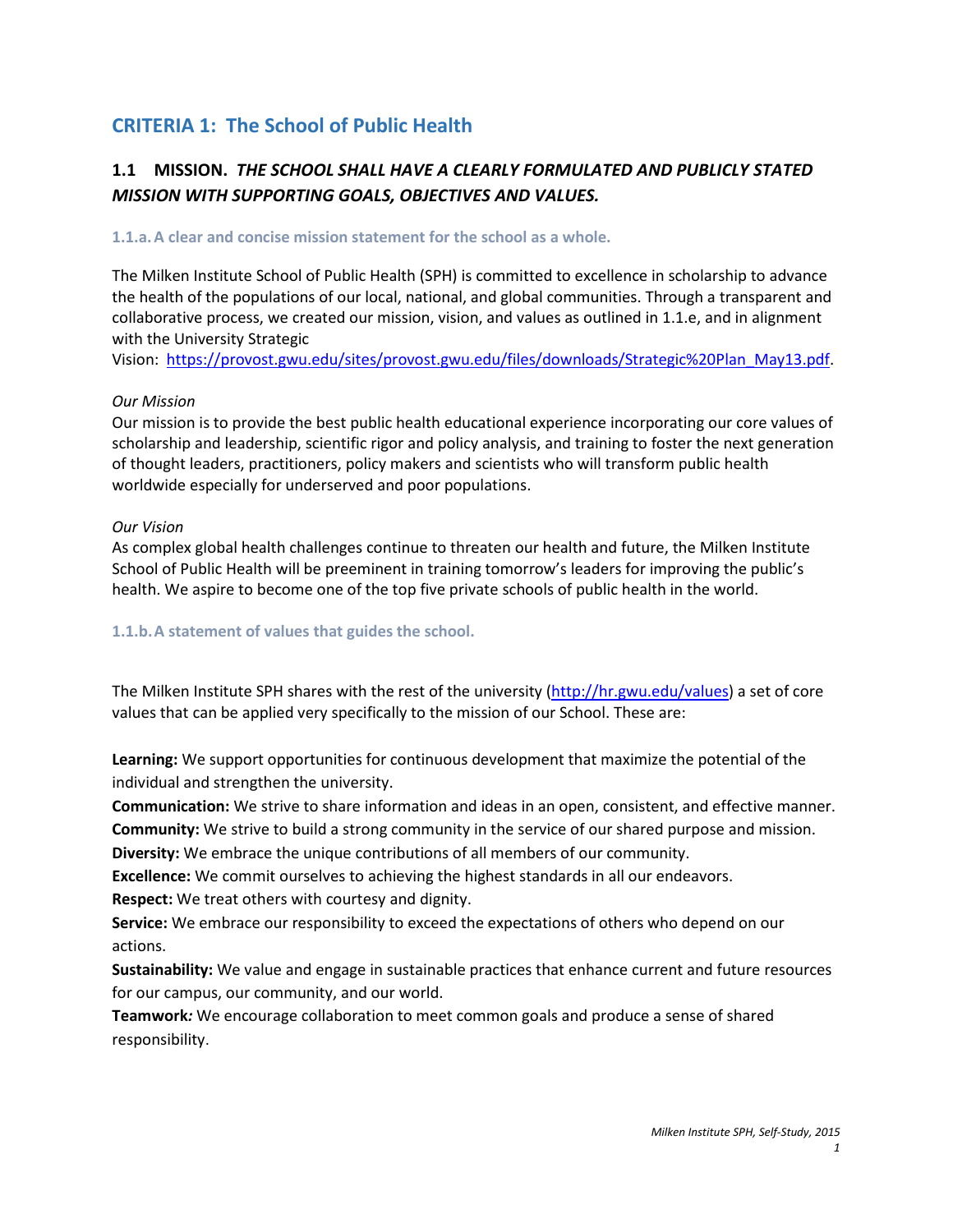# CRITERIA 1: The School of Public Health

## 1.1 MISSION. *THE SCHOOL SHALL HAVE A CLEARLY FORMULATED AND PUBLICLY STATED MISSION WITH SUPPORTING GOALS, OBJECTIVES AND VALUES.*

### 1.1.a. A clear and concise mission statement for the school as a whole.

The Milken Institute School of Public Health (SPH) is committed to excellence in scholarship to advance the health of the populations of our local, national, and global communities. Through a transparent and collaborative process, we created our mission, vision, and values as outlined in 1.1.e, and in alignment with the University Strategic Vision: https://provost.gwu.edu/sites/provost.gwu.edu/files/downloads/Strategic%20Plan_May13.pdf.

*Our Mission*

Our mission is to provide the best public health educational experience incorporating our core values of scholarship and leadership, scientific rigor and policy analysis, and training to foster the next generation of thought leaders, practitioners, policy makers and scientists who will transform public health worldwide especially for underserved and poor populations.

*Our Vision*

As complex global health challenges continue to threaten our health and future, the Milken Institute School of Public Health will be preeminent in training tomorrow's leaders for improving the public's health. We aspire to become one of the top five private schools of public health in the world.

### 1.1.b. A statement of values that guides the school.

The Milken Institute SPH shares with the rest of the university (http://hr.gwu.edu/values) a set of core values that can be applied very specifically to the mission of our School. These are:

**Learning:** We support opportunities for continuous development that maximize the potential of the individual and strengthen the university.

**Communication:** We strive to share information and ideas in an open, consistent, and effective manner.

**Community:** We strive to build a strong community in the service of our shared purpose and mission.

**Diversity:** We embrace the unique contributions of all members of our community.

**Excellence:** We commit ourselves to achieving the highest standards in all our endeavors.

**Respect:** We treat others with courtesy and dignity.

**Service:** We embrace our responsibility to exceed the expectations of others who depend on our actions.

**Sustainability:** We value and engage in sustainable practices that enhance current and future resources for our campus, our community, and our world.

**Teamwork***:* We encourage collaboration to meet common goals and produce a sense of shared responsibility.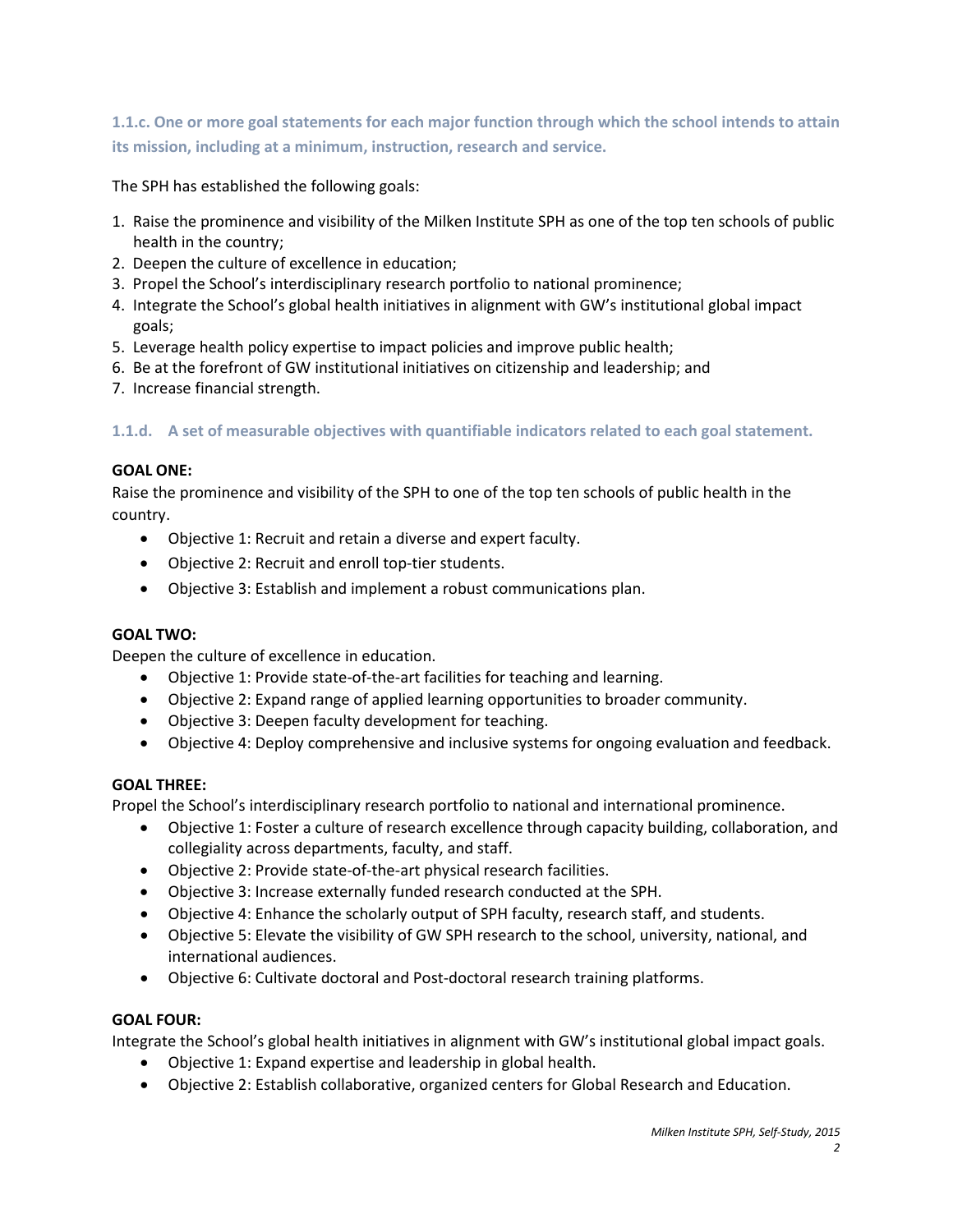### 1.1.c. One or more goal statements for each major function through which the school intends to attain its mission, including at a minimum, instruction, research and service.

The SPH has established the following goals:

1. Raise the prominence and visibility of the Milken Institute SPH as one of the top ten schools of public health in the country;
2. Deepen the culture of excellence in education;
3. Propel the School's interdisciplinary research portfolio to national prominence;
4. Integrate the School's global health initiatives in alignment with GW's institutional global impact goals;
5. Leverage health policy expertise to impact policies and improve public health;
6. Be at the forefront of GW institutional initiatives on citizenship and leadership; and
7. Increase financial strength.

### 1.1.d. A set of measurable objectives with quantifiable indicators related to each goal statement.

**GOAL ONE:**
Raise the prominence and visibility of the SPH to one of the top ten schools of public health in the country.

- Objective 1: Recruit and retain a diverse and expert faculty.
- Objective 2: Recruit and enroll top-tier students.
- Objective 3: Establish and implement a robust communications plan.

**GOAL TWO:**
Deepen the culture of excellence in education.

- Objective 1: Provide state-of-the-art facilities for teaching and learning.
- Objective 2: Expand range of applied learning opportunities to broader community.
- Objective 3: Deepen faculty development for teaching.
- Objective 4: Deploy comprehensive and inclusive systems for ongoing evaluation and feedback.

**GOAL THREE:**
Propel the School's interdisciplinary research portfolio to national and international prominence.

- Objective 1: Foster a culture of research excellence through capacity building, collaboration, and collegiality across departments, faculty, and staff.
- Objective 2: Provide state-of-the-art physical research facilities.
- Objective 3: Increase externally funded research conducted at the SPH.
- Objective 4: Enhance the scholarly output of SPH faculty, research staff, and students.
- Objective 5: Elevate the visibility of GW SPH research to the school, university, national, and international audiences.
- Objective 6: Cultivate doctoral and Post-doctoral research training platforms.

**GOAL FOUR:**
Integrate the School's global health initiatives in alignment with GW's institutional global impact goals.

- Objective 1: Expand expertise and leadership in global health.
- Objective 2: Establish collaborative, organized centers for Global Research and Education.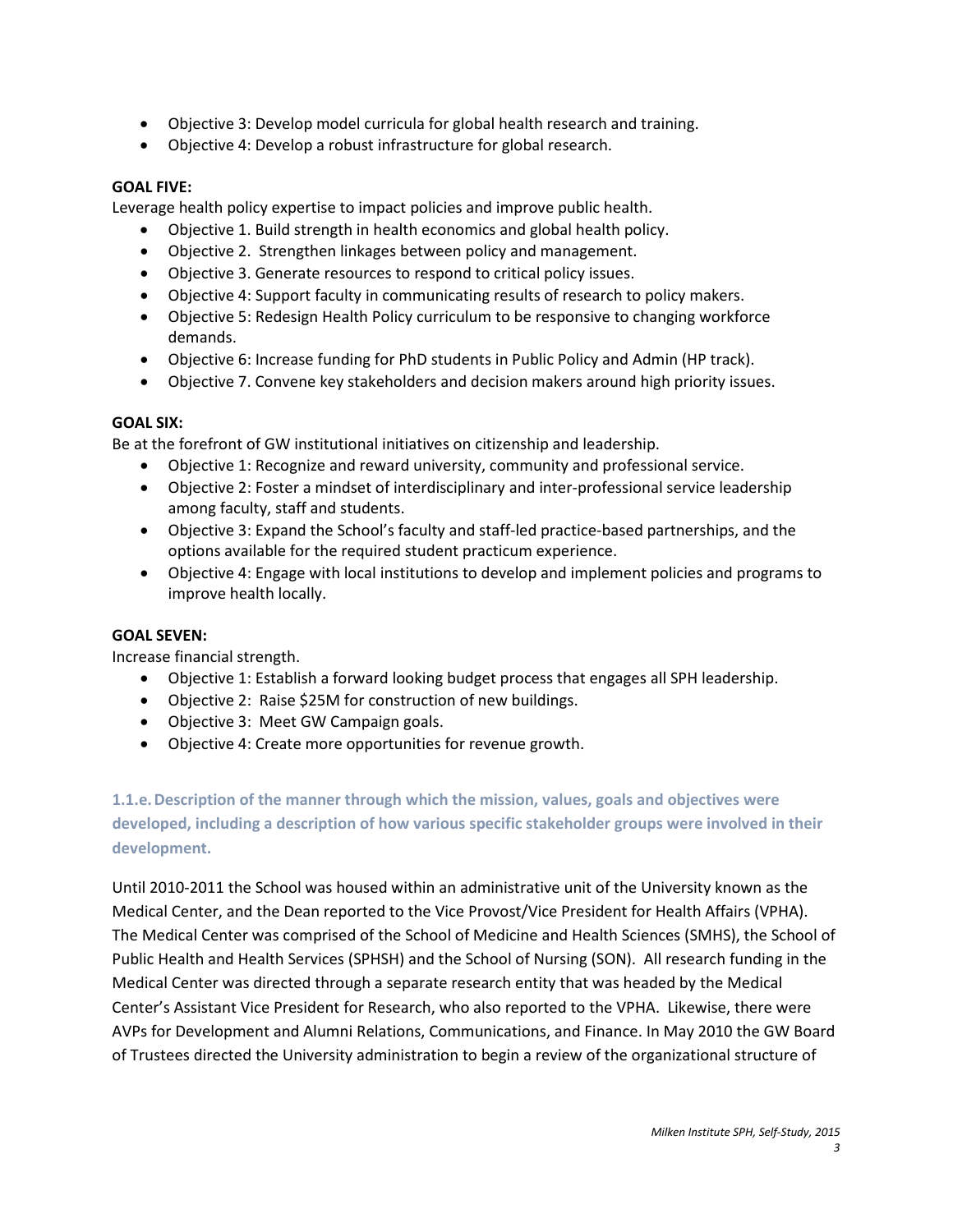- Objective 3: Develop model curricula for global health research and training.
- Objective 4: Develop a robust infrastructure for global research.

**GOAL FIVE:**

Leverage health policy expertise to impact policies and improve public health.

- Objective 1. Build strength in health economics and global health policy.
- Objective 2. Strengthen linkages between policy and management.
- Objective 3. Generate resources to respond to critical policy issues.
- Objective 4: Support faculty in communicating results of research to policy makers.
- Objective 5: Redesign Health Policy curriculum to be responsive to changing workforce demands.
- Objective 6: Increase funding for PhD students in Public Policy and Admin (HP track).
- Objective 7. Convene key stakeholders and decision makers around high priority issues.

**GOAL SIX:**

Be at the forefront of GW institutional initiatives on citizenship and leadership.

- Objective 1: Recognize and reward university, community and professional service.
- Objective 2: Foster a mindset of interdisciplinary and inter-professional service leadership among faculty, staff and students.
- Objective 3: Expand the School's faculty and staff-led practice-based partnerships, and the options available for the required student practicum experience.
- Objective 4: Engage with local institutions to develop and implement policies and programs to improve health locally.

**GOAL SEVEN:**

Increase financial strength.

- Objective 1: Establish a forward looking budget process that engages all SPH leadership.
- Objective 2: Raise $25M for construction of new buildings.
- Objective 3: Meet GW Campaign goals.
- Objective 4: Create more opportunities for revenue growth.

### 1.1.e. Description of the manner through which the mission, values, goals and objectives were developed, including a description of how various specific stakeholder groups were involved in their development.

Until 2010-2011 the School was housed within an administrative unit of the University known as the Medical Center, and the Dean reported to the Vice Provost/Vice President for Health Affairs (VPHA). The Medical Center was comprised of the School of Medicine and Health Sciences (SMHS), the School of Public Health and Health Services (SPHSH) and the School of Nursing (SON). All research funding in the Medical Center was directed through a separate research entity that was headed by the Medical Center's Assistant Vice President for Research, who also reported to the VPHA. Likewise, there were AVPs for Development and Alumni Relations, Communications, and Finance. In May 2010 the GW Board of Trustees directed the University administration to begin a review of the organizational structure of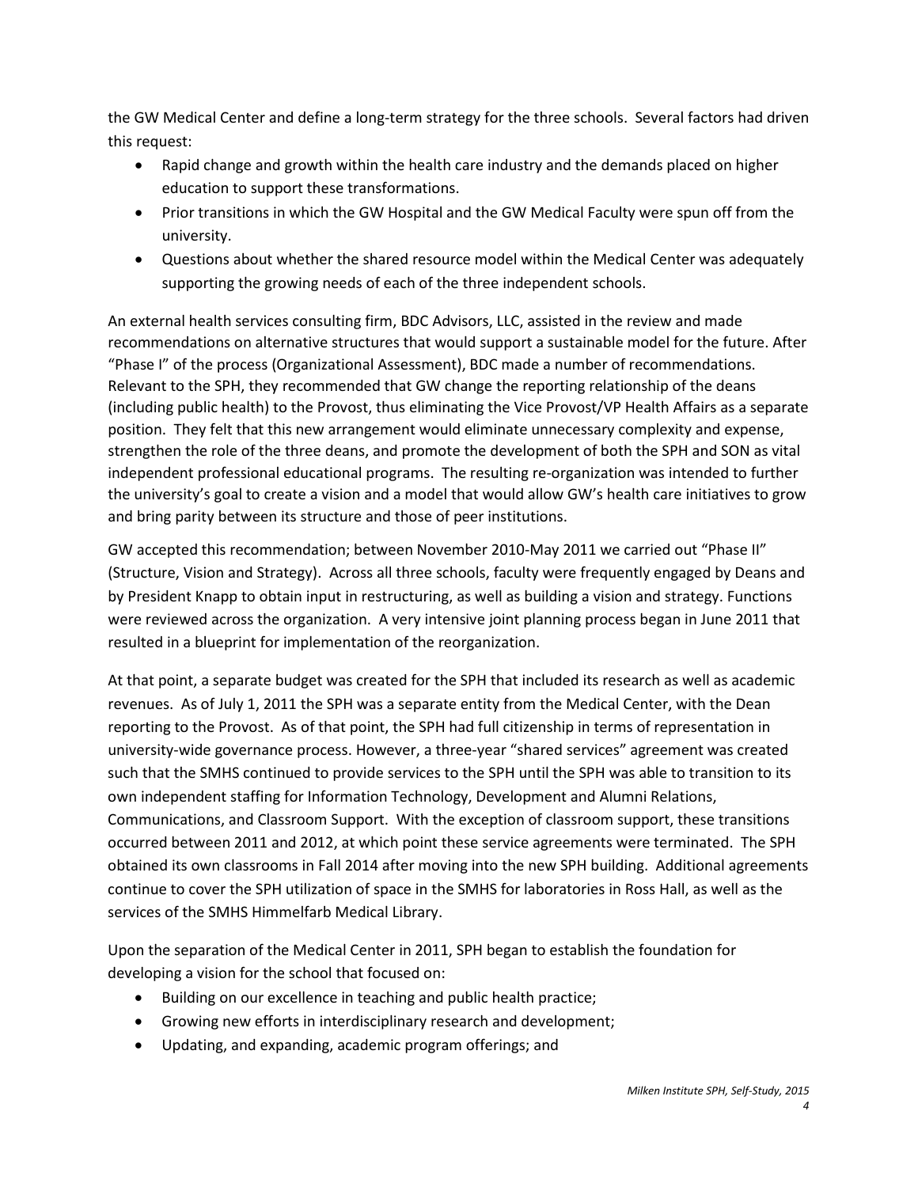the GW Medical Center and define a long-term strategy for the three schools. Several factors had driven this request:

- Rapid change and growth within the health care industry and the demands placed on higher education to support these transformations.
- Prior transitions in which the GW Hospital and the GW Medical Faculty were spun off from the university.
- Questions about whether the shared resource model within the Medical Center was adequately supporting the growing needs of each of the three independent schools.

An external health services consulting firm, BDC Advisors, LLC, assisted in the review and made recommendations on alternative structures that would support a sustainable model for the future. After "Phase I" of the process (Organizational Assessment), BDC made a number of recommendations. Relevant to the SPH, they recommended that GW change the reporting relationship of the deans (including public health) to the Provost, thus eliminating the Vice Provost/VP Health Affairs as a separate position. They felt that this new arrangement would eliminate unnecessary complexity and expense, strengthen the role of the three deans, and promote the development of both the SPH and SON as vital independent professional educational programs. The resulting re-organization was intended to further the university's goal to create a vision and a model that would allow GW's health care initiatives to grow and bring parity between its structure and those of peer institutions.

GW accepted this recommendation; between November 2010-May 2011 we carried out "Phase II" (Structure, Vision and Strategy). Across all three schools, faculty were frequently engaged by Deans and by President Knapp to obtain input in restructuring, as well as building a vision and strategy. Functions were reviewed across the organization. A very intensive joint planning process began in June 2011 that resulted in a blueprint for implementation of the reorganization.

At that point, a separate budget was created for the SPH that included its research as well as academic revenues. As of July 1, 2011 the SPH was a separate entity from the Medical Center, with the Dean reporting to the Provost. As of that point, the SPH had full citizenship in terms of representation in university-wide governance process. However, a three-year "shared services" agreement was created such that the SMHS continued to provide services to the SPH until the SPH was able to transition to its own independent staffing for Information Technology, Development and Alumni Relations, Communications, and Classroom Support. With the exception of classroom support, these transitions occurred between 2011 and 2012, at which point these service agreements were terminated. The SPH obtained its own classrooms in Fall 2014 after moving into the new SPH building. Additional agreements continue to cover the SPH utilization of space in the SMHS for laboratories in Ross Hall, as well as the services of the SMHS Himmelfarb Medical Library.

Upon the separation of the Medical Center in 2011, SPH began to establish the foundation for developing a vision for the school that focused on:

- Building on our excellence in teaching and public health practice;
- Growing new efforts in interdisciplinary research and development;
- Updating, and expanding, academic program offerings; and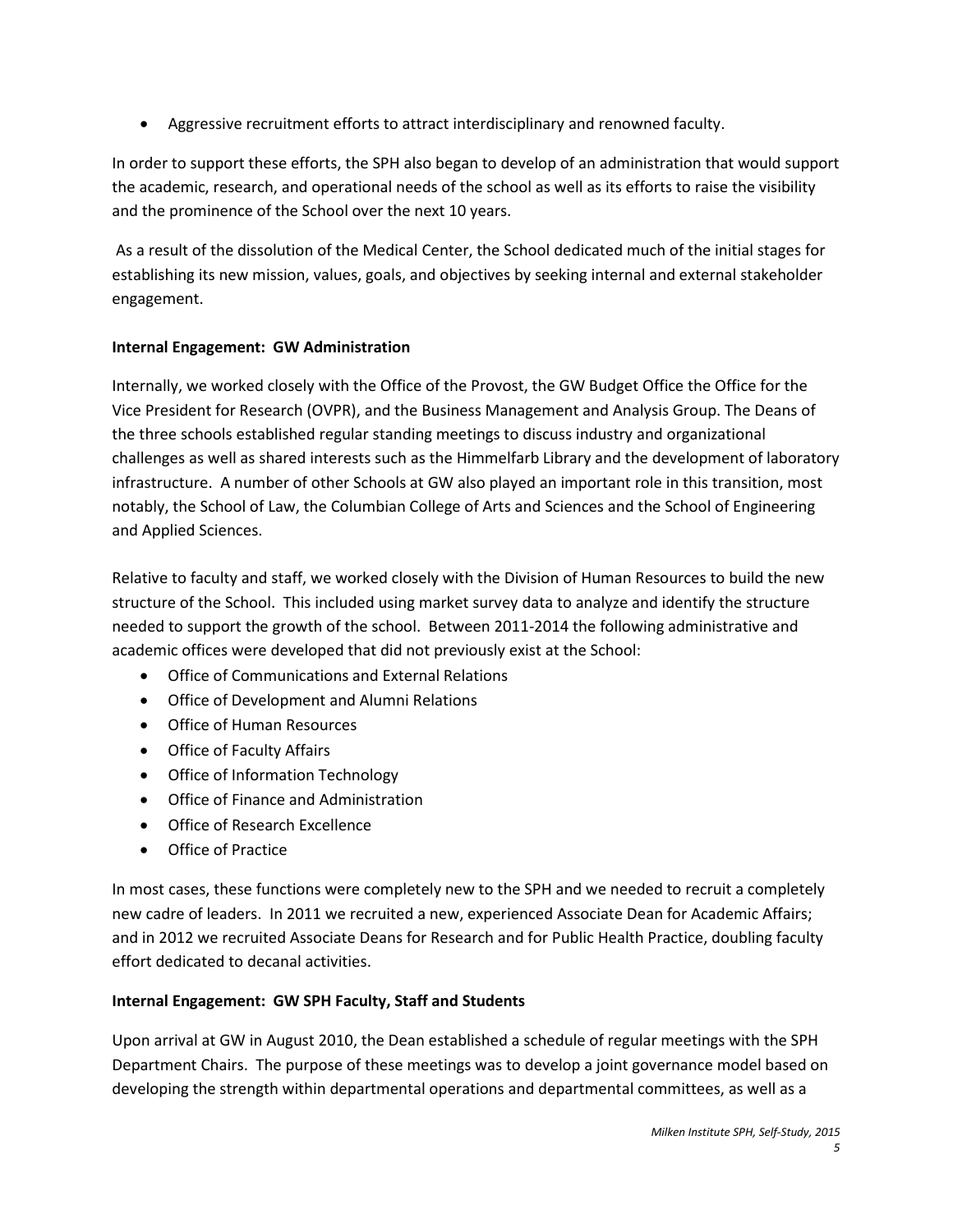- Aggressive recruitment efforts to attract interdisciplinary and renowned faculty.

In order to support these efforts, the SPH also began to develop of an administration that would support the academic, research, and operational needs of the school as well as its efforts to raise the visibility and the prominence of the School over the next 10 years.

As a result of the dissolution of the Medical Center, the School dedicated much of the initial stages for establishing its new mission, values, goals, and objectives by seeking internal and external stakeholder engagement.

**Internal Engagement: GW Administration**

Internally, we worked closely with the Office of the Provost, the GW Budget Office the Office for the Vice President for Research (OVPR), and the Business Management and Analysis Group. The Deans of the three schools established regular standing meetings to discuss industry and organizational challenges as well as shared interests such as the Himmelfarb Library and the development of laboratory infrastructure. A number of other Schools at GW also played an important role in this transition, most notably, the School of Law, the Columbian College of Arts and Sciences and the School of Engineering and Applied Sciences.

Relative to faculty and staff, we worked closely with the Division of Human Resources to build the new structure of the School. This included using market survey data to analyze and identify the structure needed to support the growth of the school. Between 2011-2014 the following administrative and academic offices were developed that did not previously exist at the School:

- Office of Communications and External Relations
- Office of Development and Alumni Relations
- Office of Human Resources
- Office of Faculty Affairs
- Office of Information Technology
- Office of Finance and Administration
- Office of Research Excellence
- Office of Practice

In most cases, these functions were completely new to the SPH and we needed to recruit a completely new cadre of leaders. In 2011 we recruited a new, experienced Associate Dean for Academic Affairs; and in 2012 we recruited Associate Deans for Research and for Public Health Practice, doubling faculty effort dedicated to decanal activities.

**Internal Engagement: GW SPH Faculty, Staff and Students**

Upon arrival at GW in August 2010, the Dean established a schedule of regular meetings with the SPH Department Chairs. The purpose of these meetings was to develop a joint governance model based on developing the strength within departmental operations and departmental committees, as well as a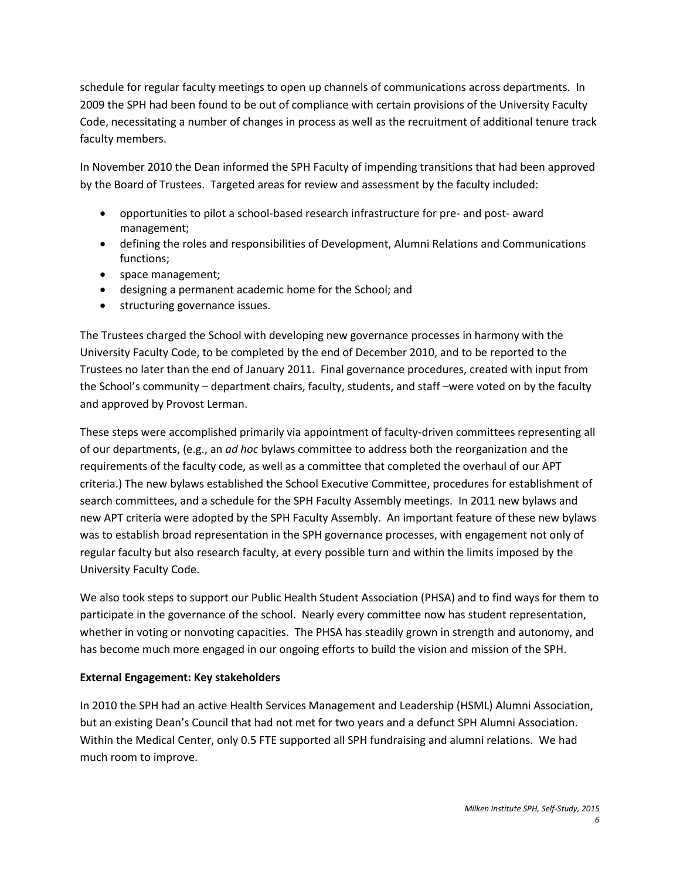schedule for regular faculty meetings to open up channels of communications across departments. In 2009 the SPH had been found to be out of compliance with certain provisions of the University Faculty Code, necessitating a number of changes in process as well as the recruitment of additional tenure track faculty members.

In November 2010 the Dean informed the SPH Faculty of impending transitions that had been approved by the Board of Trustees. Targeted areas for review and assessment by the faculty included:

- opportunities to pilot a school-based research infrastructure for pre- and post- award management;
- defining the roles and responsibilities of Development, Alumni Relations and Communications functions;
- space management;
- designing a permanent academic home for the School; and
- structuring governance issues.

The Trustees charged the School with developing new governance processes in harmony with the University Faculty Code, to be completed by the end of December 2010, and to be reported to the Trustees no later than the end of January 2011. Final governance procedures, created with input from the School's community – department chairs, faculty, students, and staff –were voted on by the faculty and approved by Provost Lerman.

These steps were accomplished primarily via appointment of faculty-driven committees representing all of our departments, (e.g., an *ad hoc* bylaws committee to address both the reorganization and the requirements of the faculty code, as well as a committee that completed the overhaul of our APT criteria.) The new bylaws established the School Executive Committee, procedures for establishment of search committees, and a schedule for the SPH Faculty Assembly meetings. In 2011 new bylaws and new APT criteria were adopted by the SPH Faculty Assembly. An important feature of these new bylaws was to establish broad representation in the SPH governance processes, with engagement not only of regular faculty but also research faculty, at every possible turn and within the limits imposed by the University Faculty Code.

We also took steps to support our Public Health Student Association (PHSA) and to find ways for them to participate in the governance of the school. Nearly every committee now has student representation, whether in voting or nonvoting capacities. The PHSA has steadily grown in strength and autonomy, and has become much more engaged in our ongoing efforts to build the vision and mission of the SPH.

**External Engagement: Key stakeholders**

In 2010 the SPH had an active Health Services Management and Leadership (HSML) Alumni Association, but an existing Dean's Council that had not met for two years and a defunct SPH Alumni Association. Within the Medical Center, only 0.5 FTE supported all SPH fundraising and alumni relations. We had much room to improve.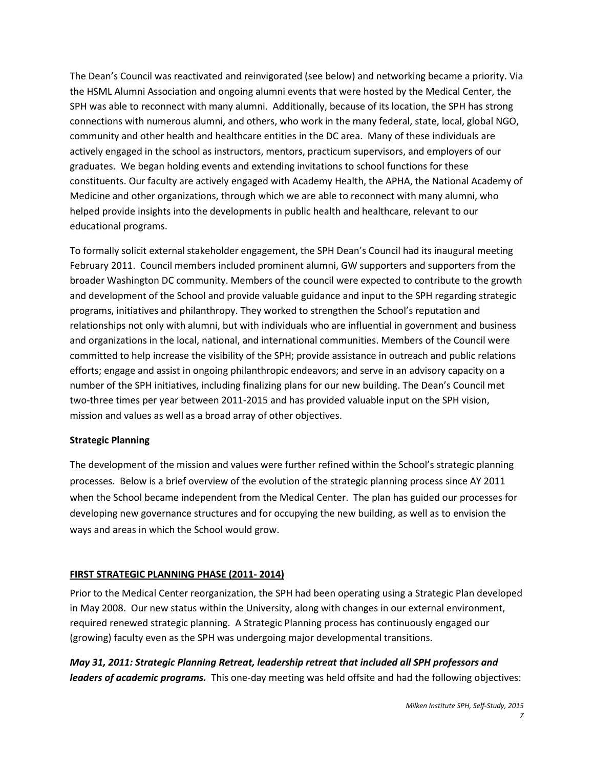The Dean's Council was reactivated and reinvigorated (see below) and networking became a priority. Via the HSML Alumni Association and ongoing alumni events that were hosted by the Medical Center, the SPH was able to reconnect with many alumni. Additionally, because of its location, the SPH has strong connections with numerous alumni, and others, who work in the many federal, state, local, global NGO, community and other health and healthcare entities in the DC area. Many of these individuals are actively engaged in the school as instructors, mentors, practicum supervisors, and employers of our graduates. We began holding events and extending invitations to school functions for these constituents. Our faculty are actively engaged with Academy Health, the APHA, the National Academy of Medicine and other organizations, through which we are able to reconnect with many alumni, who helped provide insights into the developments in public health and healthcare, relevant to our educational programs.

To formally solicit external stakeholder engagement, the SPH Dean's Council had its inaugural meeting February 2011. Council members included prominent alumni, GW supporters and supporters from the broader Washington DC community. Members of the council were expected to contribute to the growth and development of the School and provide valuable guidance and input to the SPH regarding strategic programs, initiatives and philanthropy. They worked to strengthen the School's reputation and relationships not only with alumni, but with individuals who are influential in government and business and organizations in the local, national, and international communities. Members of the Council were committed to help increase the visibility of the SPH; provide assistance in outreach and public relations efforts; engage and assist in ongoing philanthropic endeavors; and serve in an advisory capacity on a number of the SPH initiatives, including finalizing plans for our new building. The Dean's Council met two-three times per year between 2011-2015 and has provided valuable input on the SPH vision, mission and values as well as a broad array of other objectives.

**Strategic Planning**

The development of the mission and values were further refined within the School's strategic planning processes. Below is a brief overview of the evolution of the strategic planning process since AY 2011 when the School became independent from the Medical Center. The plan has guided our processes for developing new governance structures and for occupying the new building, as well as to envision the ways and areas in which the School would grow.

**FIRST STRATEGIC PLANNING PHASE (2011- 2014)**

Prior to the Medical Center reorganization, the SPH had been operating using a Strategic Plan developed in May 2008. Our new status within the University, along with changes in our external environment, required renewed strategic planning. A Strategic Planning process has continuously engaged our (growing) faculty even as the SPH was undergoing major developmental transitions.

***May 31, 2011: Strategic Planning Retreat, leadership retreat that included all SPH professors and leaders of academic programs.*** This one-day meeting was held offsite and had the following objectives: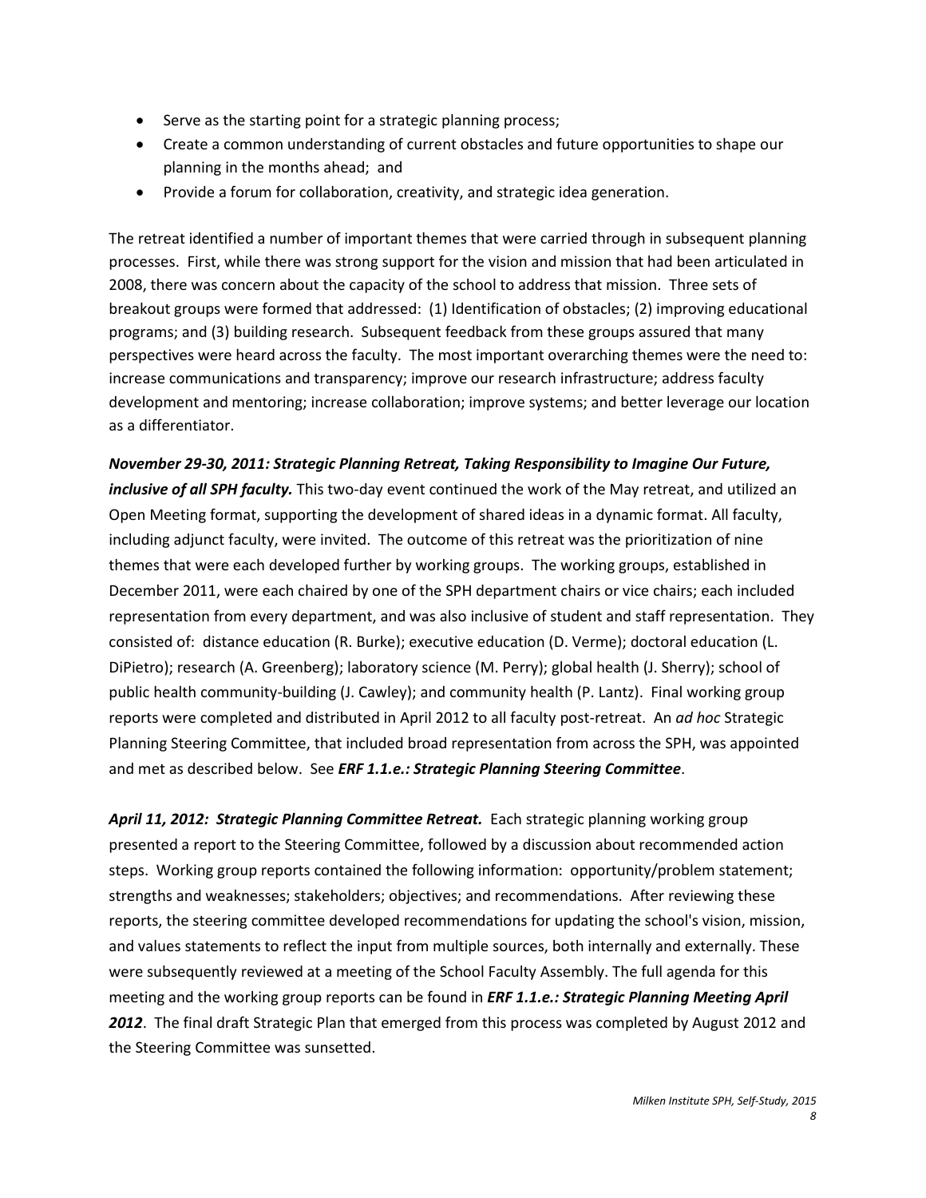- Serve as the starting point for a strategic planning process;
- Create a common understanding of current obstacles and future opportunities to shape our planning in the months ahead; and
- Provide a forum for collaboration, creativity, and strategic idea generation.

The retreat identified a number of important themes that were carried through in subsequent planning processes. First, while there was strong support for the vision and mission that had been articulated in 2008, there was concern about the capacity of the school to address that mission. Three sets of breakout groups were formed that addressed: (1) Identification of obstacles; (2) improving educational programs; and (3) building research. Subsequent feedback from these groups assured that many perspectives were heard across the faculty. The most important overarching themes were the need to: increase communications and transparency; improve our research infrastructure; address faculty development and mentoring; increase collaboration; improve systems; and better leverage our location as a differentiator.

***November 29-30, 2011: Strategic Planning Retreat, Taking Responsibility to Imagine Our Future, inclusive of all SPH faculty.*** This two-day event continued the work of the May retreat, and utilized an Open Meeting format, supporting the development of shared ideas in a dynamic format. All faculty, including adjunct faculty, were invited. The outcome of this retreat was the prioritization of nine themes that were each developed further by working groups. The working groups, established in December 2011, were each chaired by one of the SPH department chairs or vice chairs; each included representation from every department, and was also inclusive of student and staff representation. They consisted of: distance education (R. Burke); executive education (D. Verme); doctoral education (L. DiPietro); research (A. Greenberg); laboratory science (M. Perry); global health (J. Sherry); school of public health community-building (J. Cawley); and community health (P. Lantz). Final working group reports were completed and distributed in April 2012 to all faculty post-retreat. An *ad hoc* Strategic Planning Steering Committee, that included broad representation from across the SPH, was appointed and met as described below. See ***ERF 1.1.e.: Strategic Planning Steering Committee***.

***April 11, 2012: Strategic Planning Committee Retreat.*** Each strategic planning working group presented a report to the Steering Committee, followed by a discussion about recommended action steps. Working group reports contained the following information: opportunity/problem statement; strengths and weaknesses; stakeholders; objectives; and recommendations. After reviewing these reports, the steering committee developed recommendations for updating the school's vision, mission, and values statements to reflect the input from multiple sources, both internally and externally. These were subsequently reviewed at a meeting of the School Faculty Assembly. The full agenda for this meeting and the working group reports can be found in ***ERF 1.1.e.: Strategic Planning Meeting April 2012***. The final draft Strategic Plan that emerged from this process was completed by August 2012 and the Steering Committee was sunsetted.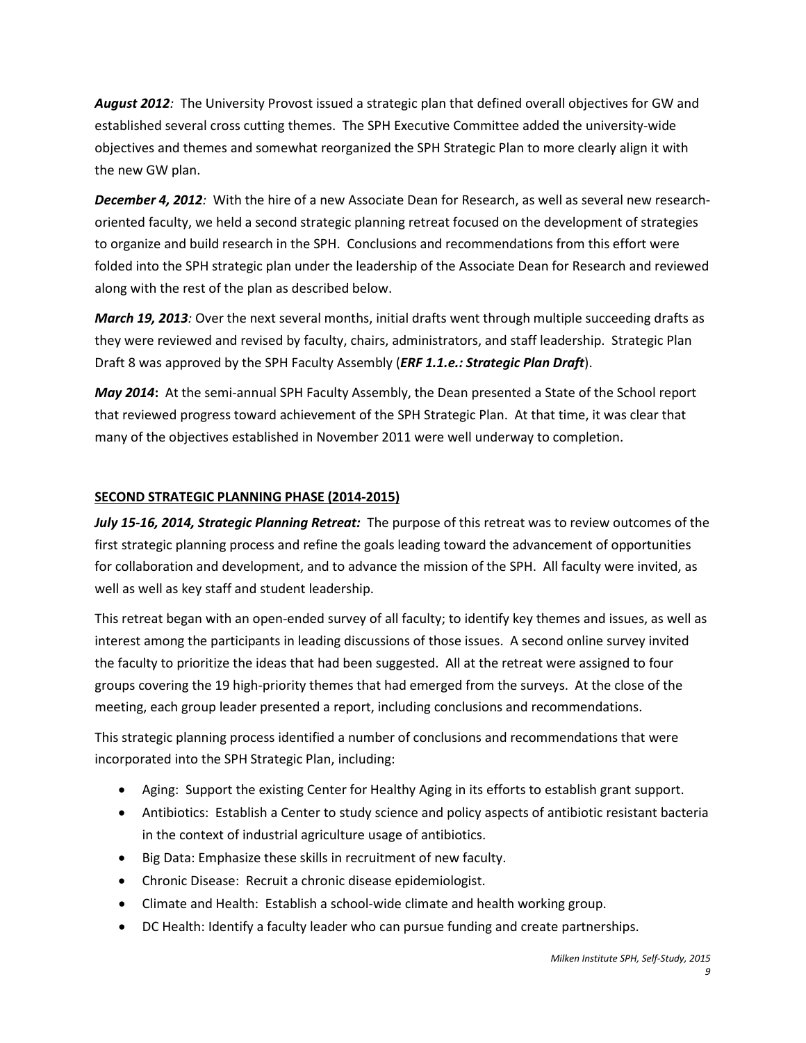***August 2012**:* The University Provost issued a strategic plan that defined overall objectives for GW and established several cross cutting themes. The SPH Executive Committee added the university-wide objectives and themes and somewhat reorganized the SPH Strategic Plan to more clearly align it with the new GW plan.

***December 4, 2012**:* With the hire of a new Associate Dean for Research, as well as several new research-oriented faculty, we held a second strategic planning retreat focused on the development of strategies to organize and build research in the SPH. Conclusions and recommendations from this effort were folded into the SPH strategic plan under the leadership of the Associate Dean for Research and reviewed along with the rest of the plan as described below.

***March 19, 2013**:* Over the next several months, initial drafts went through multiple succeeding drafts as they were reviewed and revised by faculty, chairs, administrators, and staff leadership. Strategic Plan Draft 8 was approved by the SPH Faculty Assembly (***ERF 1.1.e.: Strategic Plan Draft***).

***May 2014*****:** At the semi-annual SPH Faculty Assembly, the Dean presented a State of the School report that reviewed progress toward achievement of the SPH Strategic Plan. At that time, it was clear that many of the objectives established in November 2011 were well underway to completion.

## SECOND STRATEGIC PLANNING PHASE (2014-2015)

***July 15-16, 2014, Strategic Planning Retreat:*** The purpose of this retreat was to review outcomes of the first strategic planning process and refine the goals leading toward the advancement of opportunities for collaboration and development, and to advance the mission of the SPH. All faculty were invited, as well as well as key staff and student leadership.

This retreat began with an open-ended survey of all faculty; to identify key themes and issues, as well as interest among the participants in leading discussions of those issues. A second online survey invited the faculty to prioritize the ideas that had been suggested. All at the retreat were assigned to four groups covering the 19 high-priority themes that had emerged from the surveys. At the close of the meeting, each group leader presented a report, including conclusions and recommendations.

This strategic planning process identified a number of conclusions and recommendations that were incorporated into the SPH Strategic Plan, including:

- Aging: Support the existing Center for Healthy Aging in its efforts to establish grant support.
- Antibiotics: Establish a Center to study science and policy aspects of antibiotic resistant bacteria in the context of industrial agriculture usage of antibiotics.
- Big Data: Emphasize these skills in recruitment of new faculty.
- Chronic Disease: Recruit a chronic disease epidemiologist.
- Climate and Health: Establish a school-wide climate and health working group.
- DC Health: Identify a faculty leader who can pursue funding and create partnerships.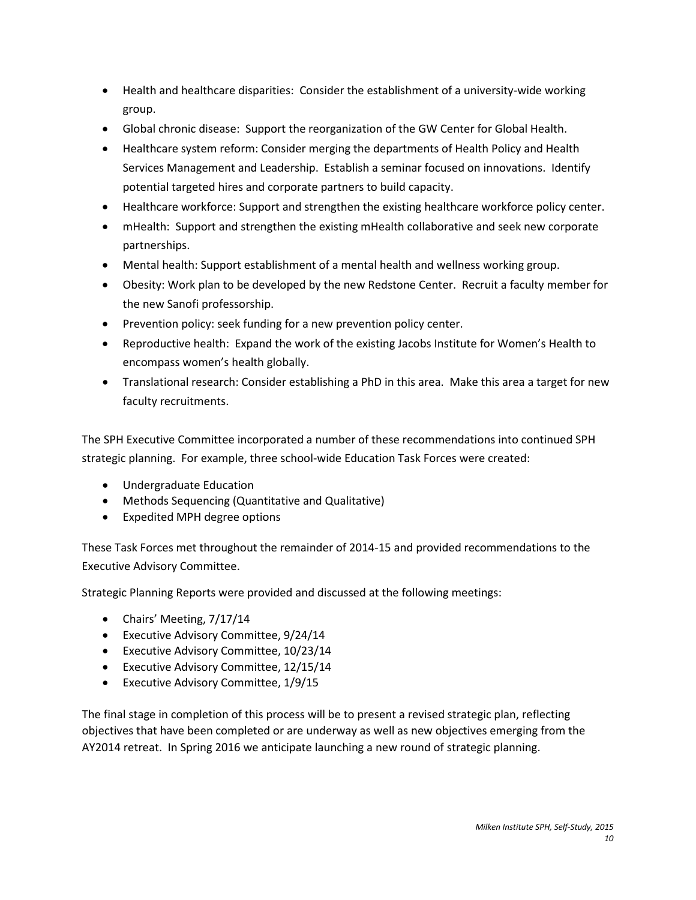- Health and healthcare disparities: Consider the establishment of a university-wide working group.
- Global chronic disease: Support the reorganization of the GW Center for Global Health.
- Healthcare system reform: Consider merging the departments of Health Policy and Health Services Management and Leadership. Establish a seminar focused on innovations. Identify potential targeted hires and corporate partners to build capacity.
- Healthcare workforce: Support and strengthen the existing healthcare workforce policy center.
- mHealth: Support and strengthen the existing mHealth collaborative and seek new corporate partnerships.
- Mental health: Support establishment of a mental health and wellness working group.
- Obesity: Work plan to be developed by the new Redstone Center. Recruit a faculty member for the new Sanofi professorship.
- Prevention policy: seek funding for a new prevention policy center.
- Reproductive health: Expand the work of the existing Jacobs Institute for Women's Health to encompass women's health globally.
- Translational research: Consider establishing a PhD in this area. Make this area a target for new faculty recruitments.

The SPH Executive Committee incorporated a number of these recommendations into continued SPH strategic planning. For example, three school-wide Education Task Forces were created:

- Undergraduate Education
- Methods Sequencing (Quantitative and Qualitative)
- Expedited MPH degree options

These Task Forces met throughout the remainder of 2014-15 and provided recommendations to the Executive Advisory Committee.

Strategic Planning Reports were provided and discussed at the following meetings:

- Chairs' Meeting, 7/17/14
- Executive Advisory Committee, 9/24/14
- Executive Advisory Committee, 10/23/14
- Executive Advisory Committee, 12/15/14
- Executive Advisory Committee, 1/9/15

The final stage in completion of this process will be to present a revised strategic plan, reflecting objectives that have been completed or are underway as well as new objectives emerging from the AY2014 retreat. In Spring 2016 we anticipate launching a new round of strategic planning.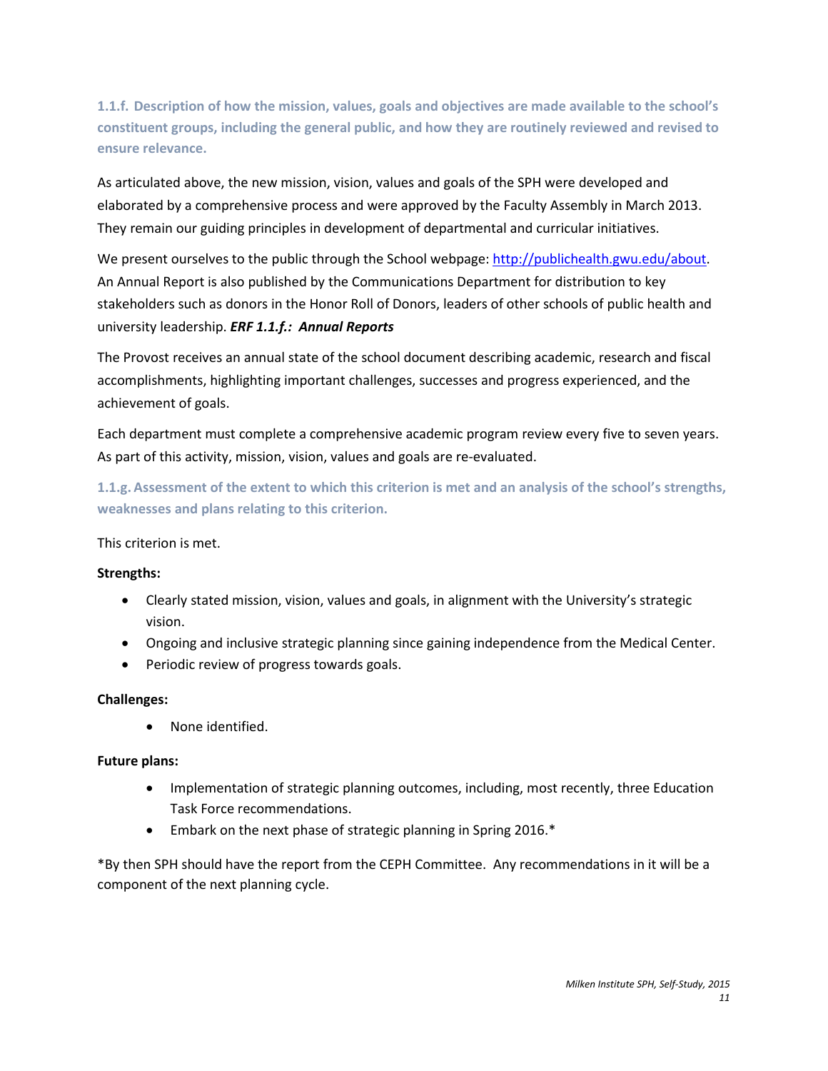### 1.1.f. Description of how the mission, values, goals and objectives are made available to the school's constituent groups, including the general public, and how they are routinely reviewed and revised to ensure relevance.

As articulated above, the new mission, vision, values and goals of the SPH were developed and elaborated by a comprehensive process and were approved by the Faculty Assembly in March 2013. They remain our guiding principles in development of departmental and curricular initiatives.

We present ourselves to the public through the School webpage: [http://publichealth.gwu.edu/about](http://publichealth.gwu.edu/about). An Annual Report is also published by the Communications Department for distribution to key stakeholders such as donors in the Honor Roll of Donors, leaders of other schools of public health and university leadership. ***ERF 1.1.f.: Annual Reports***

The Provost receives an annual state of the school document describing academic, research and fiscal accomplishments, highlighting important challenges, successes and progress experienced, and the achievement of goals.

Each department must complete a comprehensive academic program review every five to seven years. As part of this activity, mission, vision, values and goals are re-evaluated.

### 1.1.g. Assessment of the extent to which this criterion is met and an analysis of the school's strengths, weaknesses and plans relating to this criterion.

This criterion is met.

**Strengths:**

- Clearly stated mission, vision, values and goals, in alignment with the University's strategic vision.
- Ongoing and inclusive strategic planning since gaining independence from the Medical Center.
- Periodic review of progress towards goals.

**Challenges:**

- None identified.

**Future plans:**

- Implementation of strategic planning outcomes, including, most recently, three Education Task Force recommendations.
- Embark on the next phase of strategic planning in Spring 2016.*

*By then SPH should have the report from the CEPH Committee. Any recommendations in it will be a component of the next planning cycle.